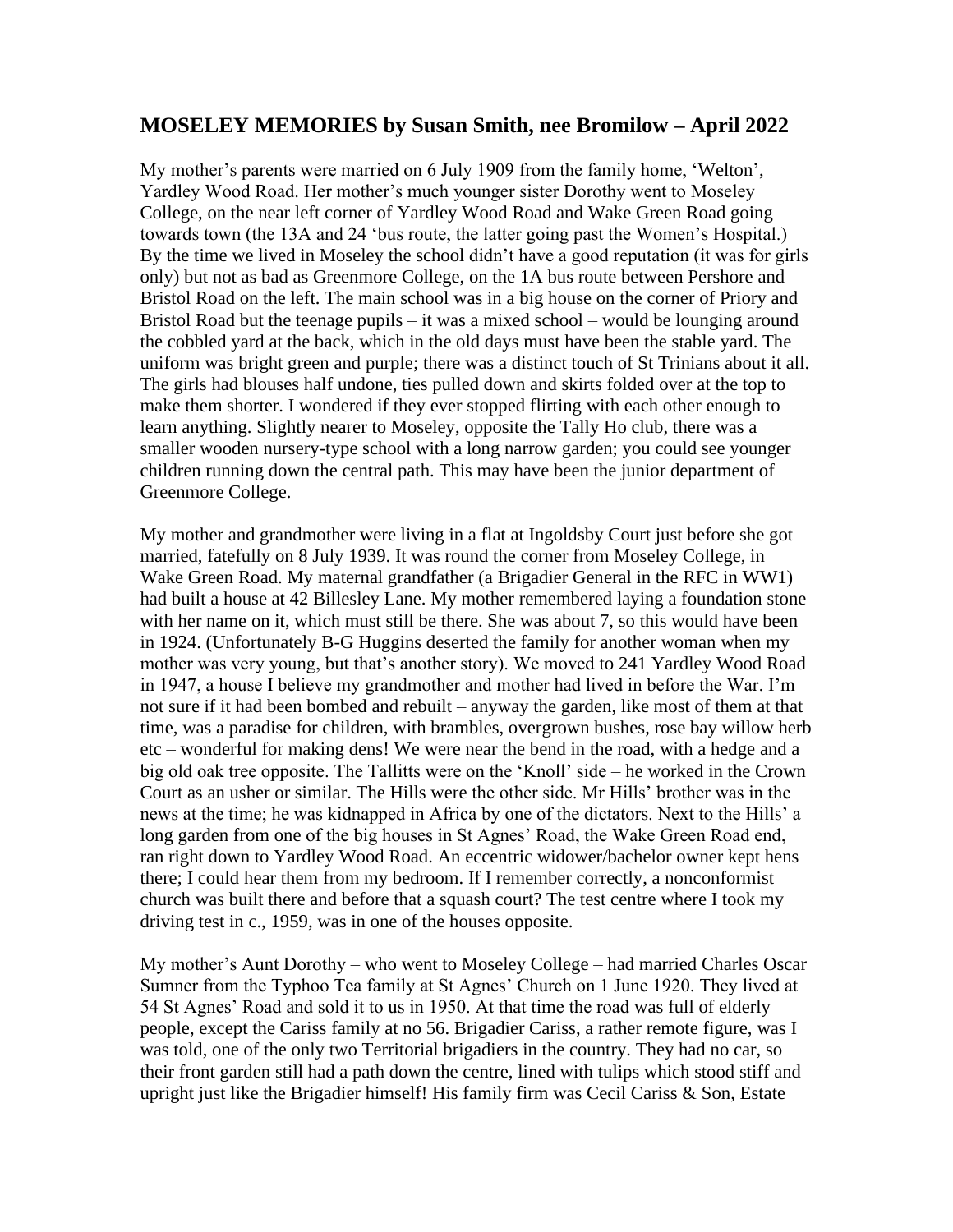# MOSELEY MEMORIES by Susan Smith, nee Bromilow – April 2022

My mother's parents were married on 6 July 1909 from the family home, 'Welton', Yardley Wood Road. Her mother's much younger sister Dorothy went to Moseley College, on the near left corner of Yardley Wood Road and Wake Green Road going towards town (the 13A and 24 'bus route, the latter going past the Women's Hospital.) By the time we lived in Moseley the school didn't have a good reputation (it was for girls only) but not as bad as Greenmore College, on the 1A bus route between Pershore and Bristol Road on the left. The main school was in a big house on the corner of Priory and Bristol Road but the teenage pupils – it was a mixed school – would be lounging around the cobbled yard at the back, which in the old days must have been the stable yard. The uniform was bright green and purple; there was a distinct touch of St Trinians about it all. The girls had blouses half undone, ties pulled down and skirts folded over at the top to make them shorter. I wondered if they ever stopped flirting with each other enough to learn anything. Slightly nearer to Moseley, opposite the Tally Ho club, there was a smaller wooden nursery-type school with a long narrow garden; you could see younger children running down the central path. This may have been the junior department of Greenmore College.

My mother and grandmother were living in a flat at Ingoldsby Court just before she got married, fatefully on 8 July 1939. It was round the corner from Moseley College, in Wake Green Road. My maternal grandfather (a Brigadier General in the RFC in WW1) had built a house at 42 Billesley Lane. My mother remembered laying a foundation stone with her name on it, which must still be there. She was about 7, so this would have been in 1924. (Unfortunately B-G Huggins deserted the family for another woman when my mother was very young, but that's another story). We moved to 241 Yardley Wood Road in 1947, a house I believe my grandmother and mother had lived in before the War. I'm not sure if it had been bombed and rebuilt – anyway the garden, like most of them at that time, was a paradise for children, with brambles, overgrown bushes, rose bay willow herb etc – wonderful for making dens! We were near the bend in the road, with a hedge and a big old oak tree opposite. The Tallitts were on the 'Knoll' side – he worked in the Crown Court as an usher or similar. The Hills were the other side. Mr Hills' brother was in the news at the time; he was kidnapped in Africa by one of the dictators. Next to the Hills' a long garden from one of the big houses in St Agnes' Road, the Wake Green Road end, ran right down to Yardley Wood Road. An eccentric widower/bachelor owner kept hens there; I could hear them from my bedroom. If I remember correctly, a nonconformist church was built there and before that a squash court? The test centre where I took my driving test in c., 1959, was in one of the houses opposite.

My mother's Aunt Dorothy – who went to Moseley College – had married Charles Oscar Sumner from the Typhoo Tea family at St Agnes' Church on 1 June 1920. They lived at 54 St Agnes' Road and sold it to us in 1950. At that time the road was full of elderly people, except the Cariss family at no 56. Brigadier Cariss, a rather remote figure, was I was told, one of the only two Territorial brigadiers in the country. They had no car, so their front garden still had a path down the centre, lined with tulips which stood stiff and upright just like the Brigadier himself! His family firm was Cecil Cariss & Son, Estate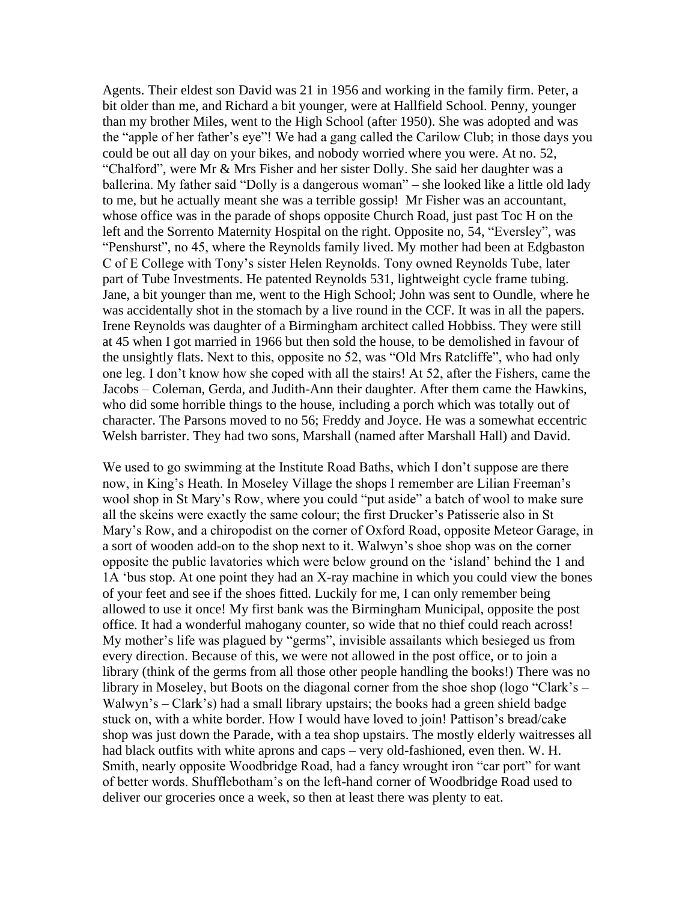Agents. Their eldest son David was 21 in 1956 and working in the family firm. Peter, a bit older than me, and Richard a bit younger, were at Hallfield School. Penny, younger than my brother Miles, went to the High School (after 1950). She was adopted and was the "apple of her father's eye"! We had a gang called the Carilow Club; in those days you could be out all day on your bikes, and nobody worried where you were. At no. 52, "Chalford", were Mr & Mrs Fisher and her sister Dolly. She said her daughter was a ballerina. My father said "Dolly is a dangerous woman" – she looked like a little old lady to me, but he actually meant she was a terrible gossip! Mr Fisher was an accountant, whose office was in the parade of shops opposite Church Road, just past Toc H on the left and the Sorrento Maternity Hospital on the right. Opposite no, 54, "Eversley", was "Penshurst", no 45, where the Reynolds family lived. My mother had been at Edgbaston C of E College with Tony's sister Helen Reynolds. Tony owned Reynolds Tube, later part of Tube Investments. He patented Reynolds 531, lightweight cycle frame tubing. Jane, a bit younger than me, went to the High School; John was sent to Oundle, where he was accidentally shot in the stomach by a live round in the CCF. It was in all the papers. Irene Reynolds was daughter of a Birmingham architect called Hobbiss. They were still at 45 when I got married in 1966 but then sold the house, to be demolished in favour of the unsightly flats. Next to this, opposite no 52, was "Old Mrs Ratcliffe", who had only one leg. I don't know how she coped with all the stairs! At 52, after the Fishers, came the Jacobs – Coleman, Gerda, and Judith-Ann their daughter. After them came the Hawkins, who did some horrible things to the house, including a porch which was totally out of character. The Parsons moved to no 56; Freddy and Joyce. He was a somewhat eccentric Welsh barrister. They had two sons, Marshall (named after Marshall Hall) and David.

We used to go swimming at the Institute Road Baths, which I don't suppose are there now, in King's Heath. In Moseley Village the shops I remember are Lilian Freeman's wool shop in St Mary's Row, where you could "put aside" a batch of wool to make sure all the skeins were exactly the same colour; the first Drucker's Patisserie also in St Mary's Row, and a chiropodist on the corner of Oxford Road, opposite Meteor Garage, in a sort of wooden add-on to the shop next to it. Walwyn's shoe shop was on the corner opposite the public lavatories which were below ground on the 'island' behind the 1 and 1A 'bus stop. At one point they had an X-ray machine in which you could view the bones of your feet and see if the shoes fitted. Luckily for me, I can only remember being allowed to use it once! My first bank was the Birmingham Municipal, opposite the post office. It had a wonderful mahogany counter, so wide that no thief could reach across! My mother's life was plagued by "germs", invisible assailants which besieged us from every direction. Because of this, we were not allowed in the post office, or to join a library (think of the germs from all those other people handling the books!) There was no library in Moseley, but Boots on the diagonal corner from the shoe shop (logo "Clark's – Walwyn's – Clark's) had a small library upstairs; the books had a green shield badge stuck on, with a white border. How I would have loved to join! Pattison's bread/cake shop was just down the Parade, with a tea shop upstairs. The mostly elderly waitresses all had black outfits with white aprons and caps – very old-fashioned, even then. W. H. Smith, nearly opposite Woodbridge Road, had a fancy wrought iron "car port" for want of better words. Shufflebotham's on the left-hand corner of Woodbridge Road used to deliver our groceries once a week, so then at least there was plenty to eat.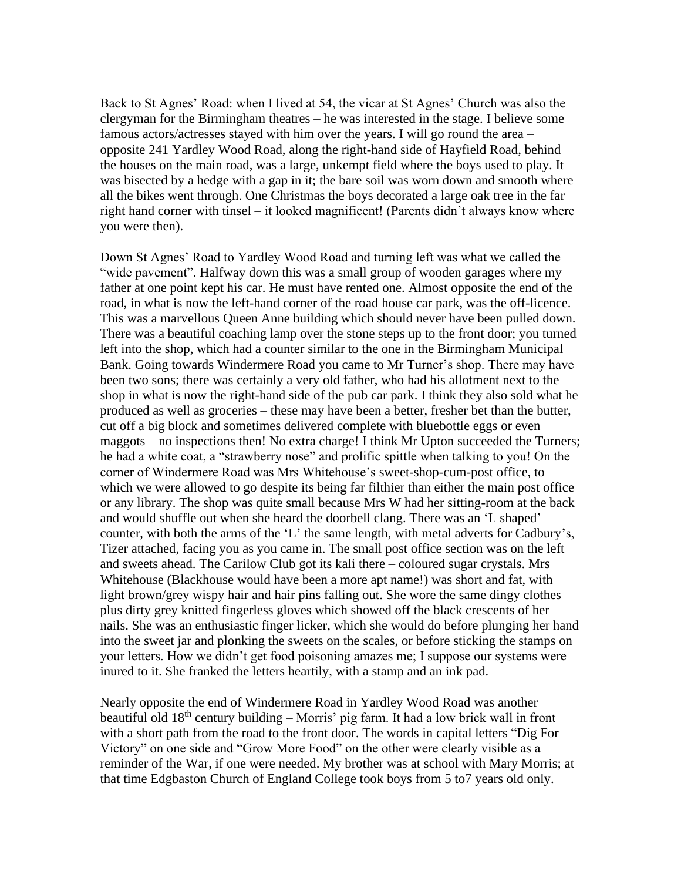Back to St Agnes' Road: when I lived at 54, the vicar at St Agnes' Church was also the clergyman for the Birmingham theatres – he was interested in the stage. I believe some famous actors/actresses stayed with him over the years. I will go round the area – opposite 241 Yardley Wood Road, along the right-hand side of Hayfield Road, behind the houses on the main road, was a large, unkempt field where the boys used to play. It was bisected by a hedge with a gap in it; the bare soil was worn down and smooth where all the bikes went through. One Christmas the boys decorated a large oak tree in the far right hand corner with tinsel – it looked magnificent! (Parents didn't always know where you were then).

Down St Agnes' Road to Yardley Wood Road and turning left was what we called the "wide pavement". Halfway down this was a small group of wooden garages where my father at one point kept his car. He must have rented one. Almost opposite the end of the road, in what is now the left-hand corner of the road house car park, was the off-licence. This was a marvellous Queen Anne building which should never have been pulled down. There was a beautiful coaching lamp over the stone steps up to the front door; you turned left into the shop, which had a counter similar to the one in the Birmingham Municipal Bank. Going towards Windermere Road you came to Mr Turner's shop. There may have been two sons; there was certainly a very old father, who had his allotment next to the shop in what is now the right-hand side of the pub car park. I think they also sold what he produced as well as groceries – these may have been a better, fresher bet than the butter, cut off a big block and sometimes delivered complete with bluebottle eggs or even maggots – no inspections then! No extra charge! I think Mr Upton succeeded the Turners; he had a white coat, a "strawberry nose" and prolific spittle when talking to you! On the corner of Windermere Road was Mrs Whitehouse's sweet-shop-cum-post office, to which we were allowed to go despite its being far filthier than either the main post office or any library. The shop was quite small because Mrs W had her sitting-room at the back and would shuffle out when she heard the doorbell clang. There was an 'L shaped' counter, with both the arms of the 'L' the same length, with metal adverts for Cadbury's, Tizer attached, facing you as you came in. The small post office section was on the left and sweets ahead. The Carilow Club got its kali there – coloured sugar crystals. Mrs Whitehouse (Blackhouse would have been a more apt name!) was short and fat, with light brown/grey wispy hair and hair pins falling out. She wore the same dingy clothes plus dirty grey knitted fingerless gloves which showed off the black crescents of her nails. She was an enthusiastic finger licker, which she would do before plunging her hand into the sweet jar and plonking the sweets on the scales, or before sticking the stamps on your letters. How we didn't get food poisoning amazes me; I suppose our systems were inured to it. She franked the letters heartily, with a stamp and an ink pad.

Nearly opposite the end of Windermere Road in Yardley Wood Road was another beautiful old 18th century building – Morris' pig farm. It had a low brick wall in front with a short path from the road to the front door. The words in capital letters "Dig For Victory" on one side and "Grow More Food" on the other were clearly visible as a reminder of the War, if one were needed. My brother was at school with Mary Morris; at that time Edgbaston Church of England College took boys from 5 to7 years old only.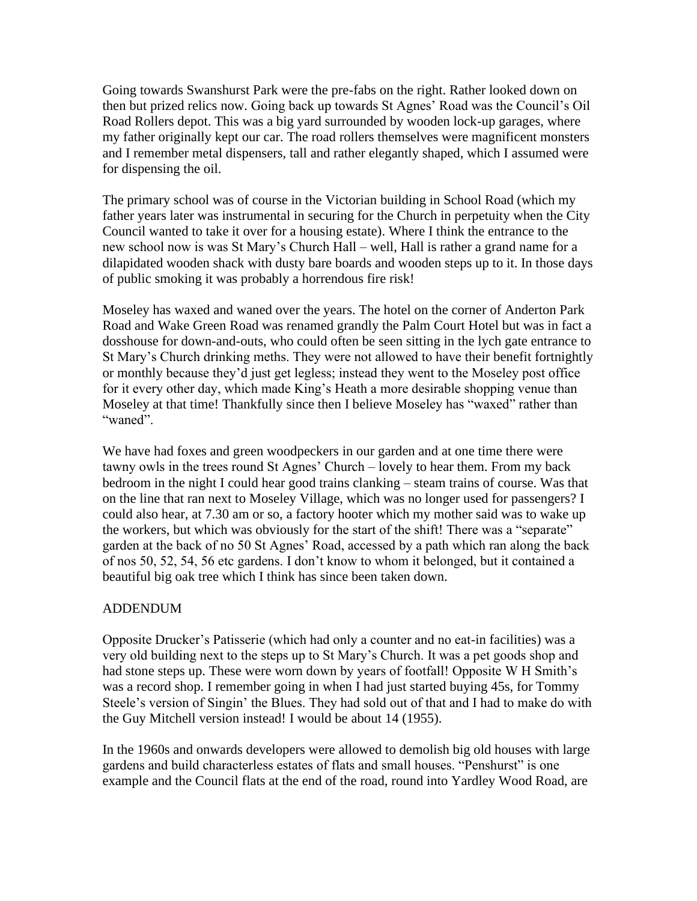Going towards Swanshurst Park were the pre-fabs on the right. Rather looked down on then but prized relics now. Going back up towards St Agnes' Road was the Council's Oil Road Rollers depot. This was a big yard surrounded by wooden lock-up garages, where my father originally kept our car. The road rollers themselves were magnificent monsters and I remember metal dispensers, tall and rather elegantly shaped, which I assumed were for dispensing the oil.

The primary school was of course in the Victorian building in School Road (which my father years later was instrumental in securing for the Church in perpetuity when the City Council wanted to take it over for a housing estate). Where I think the entrance to the new school now is was St Mary's Church Hall – well, Hall is rather a grand name for a dilapidated wooden shack with dusty bare boards and wooden steps up to it. In those days of public smoking it was probably a horrendous fire risk!

Moseley has waxed and waned over the years. The hotel on the corner of Anderton Park Road and Wake Green Road was renamed grandly the Palm Court Hotel but was in fact a dosshouse for down-and-outs, who could often be seen sitting in the lych gate entrance to St Mary's Church drinking meths. They were not allowed to have their benefit fortnightly or monthly because they'd just get legless; instead they went to the Moseley post office for it every other day, which made King's Heath a more desirable shopping venue than Moseley at that time! Thankfully since then I believe Moseley has "waxed" rather than "waned".

We have had foxes and green woodpeckers in our garden and at one time there were tawny owls in the trees round St Agnes' Church – lovely to hear them. From my back bedroom in the night I could hear good trains clanking – steam trains of course. Was that on the line that ran next to Moseley Village, which was no longer used for passengers? I could also hear, at 7.30 am or so, a factory hooter which my mother said was to wake up the workers, but which was obviously for the start of the shift! There was a "separate" garden at the back of no 50 St Agnes' Road, accessed by a path which ran along the back of nos 50, 52, 54, 56 etc gardens. I don't know to whom it belonged, but it contained a beautiful big oak tree which I think has since been taken down.

## ADDENDUM

Opposite Drucker's Patisserie (which had only a counter and no eat-in facilities) was a very old building next to the steps up to St Mary's Church. It was a pet goods shop and had stone steps up. These were worn down by years of footfall! Opposite W H Smith's was a record shop. I remember going in when I had just started buying 45s, for Tommy Steele's version of Singin' the Blues. They had sold out of that and I had to make do with the Guy Mitchell version instead! I would be about 14 (1955).

In the 1960s and onwards developers were allowed to demolish big old houses with large gardens and build characterless estates of flats and small houses. "Penshurst" is one example and the Council flats at the end of the road, round into Yardley Wood Road, are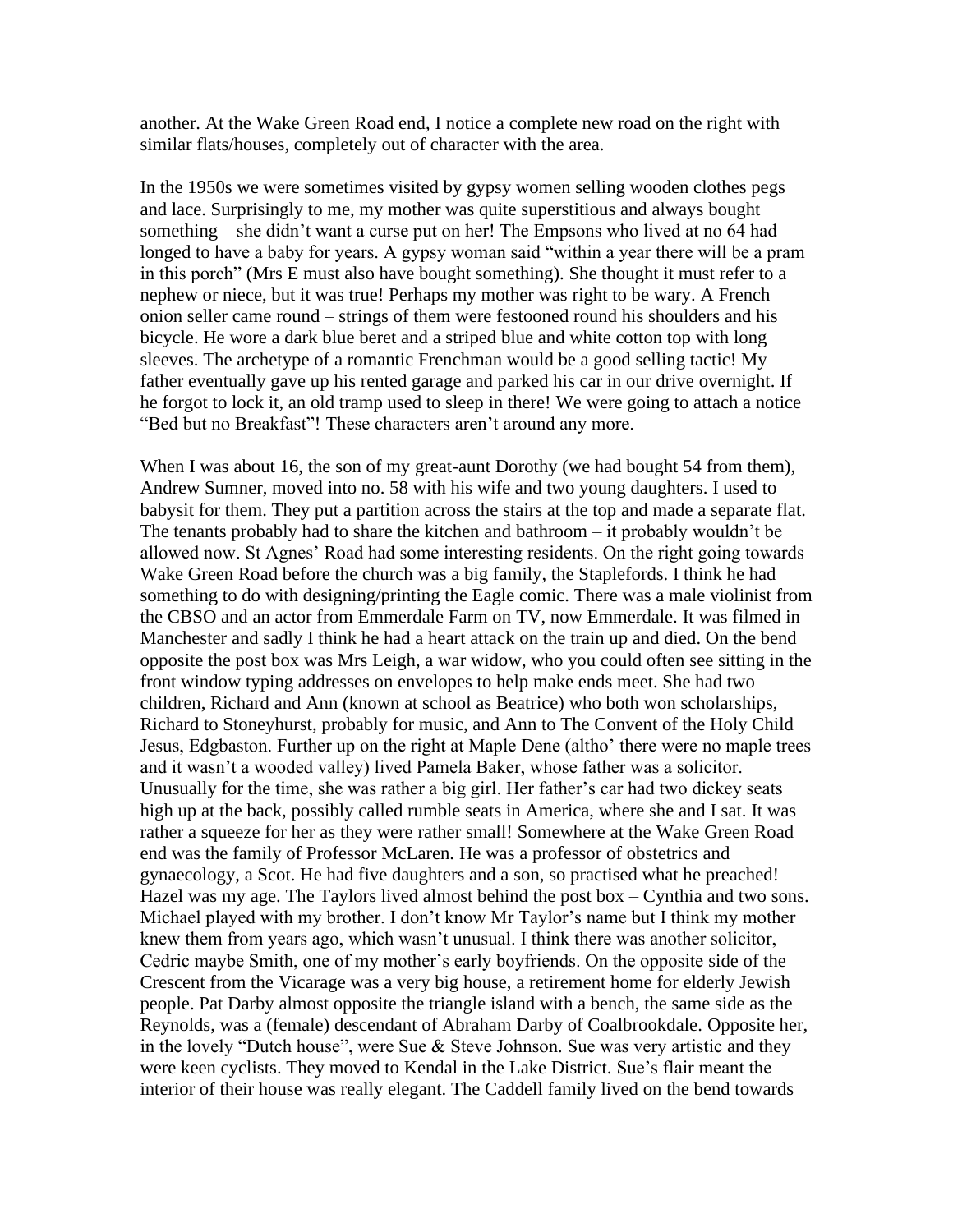another. At the Wake Green Road end, I notice a complete new road on the right with similar flats/houses, completely out of character with the area.

In the 1950s we were sometimes visited by gypsy women selling wooden clothes pegs and lace. Surprisingly to me, my mother was quite superstitious and always bought something – she didn't want a curse put on her! The Empsons who lived at no 64 had longed to have a baby for years. A gypsy woman said "within a year there will be a pram in this porch" (Mrs E must also have bought something). She thought it must refer to a nephew or niece, but it was true! Perhaps my mother was right to be wary. A French onion seller came round – strings of them were festooned round his shoulders and his bicycle. He wore a dark blue beret and a striped blue and white cotton top with long sleeves. The archetype of a romantic Frenchman would be a good selling tactic! My father eventually gave up his rented garage and parked his car in our drive overnight. If he forgot to lock it, an old tramp used to sleep in there! We were going to attach a notice "Bed but no Breakfast"! These characters aren't around any more.

When I was about 16, the son of my great-aunt Dorothy (we had bought 54 from them), Andrew Sumner, moved into no. 58 with his wife and two young daughters. I used to babysit for them. They put a partition across the stairs at the top and made a separate flat. The tenants probably had to share the kitchen and bathroom – it probably wouldn't be allowed now. St Agnes' Road had some interesting residents. On the right going towards Wake Green Road before the church was a big family, the Staplefords. I think he had something to do with designing/printing the Eagle comic. There was a male violinist from the CBSO and an actor from Emmerdale Farm on TV, now Emmerdale. It was filmed in Manchester and sadly I think he had a heart attack on the train up and died. On the bend opposite the post box was Mrs Leigh, a war widow, who you could often see sitting in the front window typing addresses on envelopes to help make ends meet. She had two children, Richard and Ann (known at school as Beatrice) who both won scholarships, Richard to Stoneyhurst, probably for music, and Ann to The Convent of the Holy Child Jesus, Edgbaston. Further up on the right at Maple Dene (altho' there were no maple trees and it wasn't a wooded valley) lived Pamela Baker, whose father was a solicitor. Unusually for the time, she was rather a big girl. Her father's car had two dickey seats high up at the back, possibly called rumble seats in America, where she and I sat. It was rather a squeeze for her as they were rather small! Somewhere at the Wake Green Road end was the family of Professor McLaren. He was a professor of obstetrics and gynaecology, a Scot. He had five daughters and a son, so practised what he preached! Hazel was my age. The Taylors lived almost behind the post box – Cynthia and two sons. Michael played with my brother. I don't know Mr Taylor's name but I think my mother knew them from years ago, which wasn't unusual. I think there was another solicitor, Cedric maybe Smith, one of my mother's early boyfriends. On the opposite side of the Crescent from the Vicarage was a very big house, a retirement home for elderly Jewish people. Pat Darby almost opposite the triangle island with a bench, the same side as the Reynolds, was a (female) descendant of Abraham Darby of Coalbrookdale. Opposite her, in the lovely "Dutch house", were Sue & Steve Johnson. Sue was very artistic and they were keen cyclists. They moved to Kendal in the Lake District. Sue's flair meant the interior of their house was really elegant. The Caddell family lived on the bend towards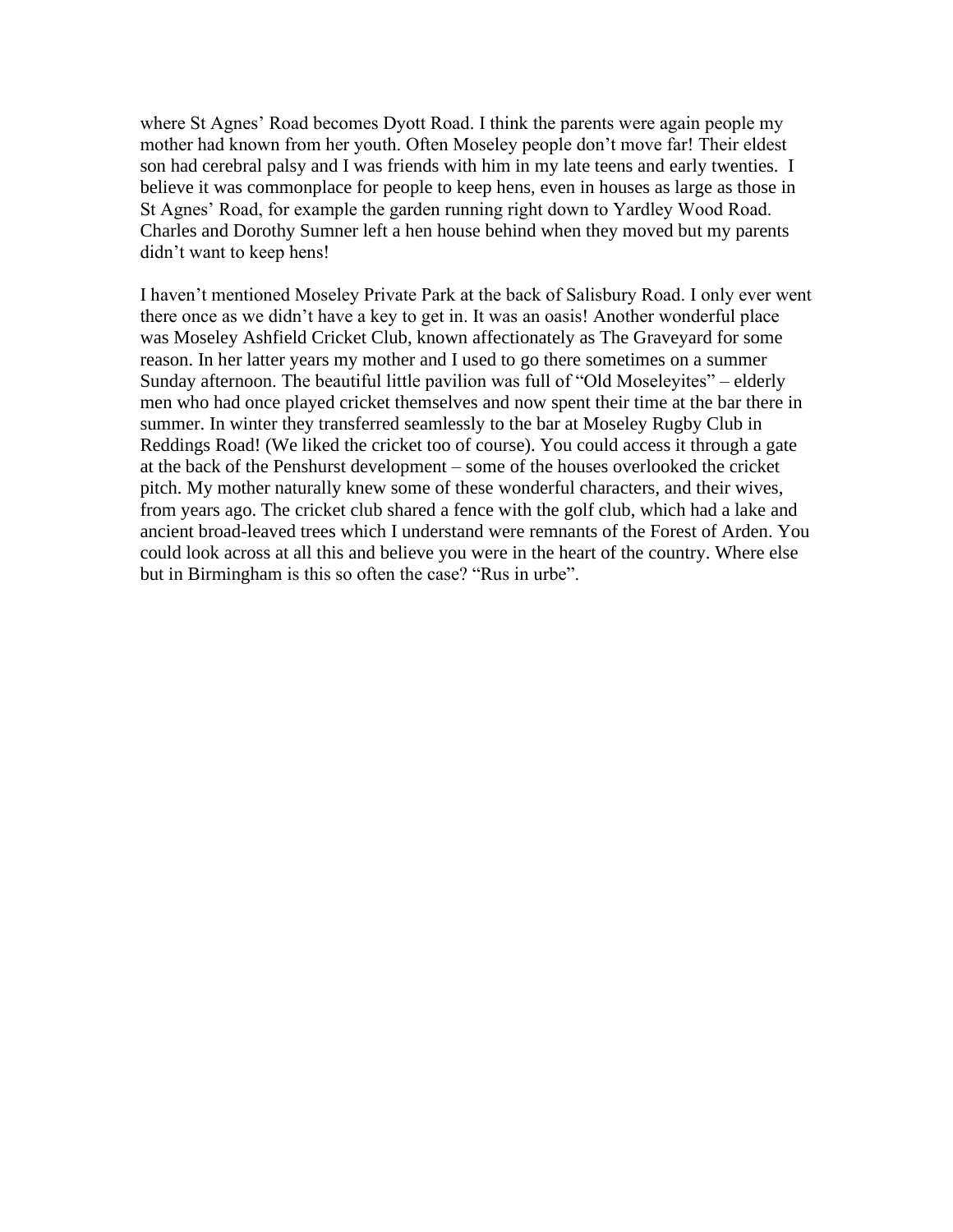where St Agnes' Road becomes Dyott Road. I think the parents were again people my mother had known from her youth. Often Moseley people don't move far! Their eldest son had cerebral palsy and I was friends with him in my late teens and early twenties. I believe it was commonplace for people to keep hens, even in houses as large as those in St Agnes' Road, for example the garden running right down to Yardley Wood Road. Charles and Dorothy Sumner left a hen house behind when they moved but my parents didn't want to keep hens!

I haven't mentioned Moseley Private Park at the back of Salisbury Road. I only ever went there once as we didn't have a key to get in. It was an oasis! Another wonderful place was Moseley Ashfield Cricket Club, known affectionately as The Graveyard for some reason. In her latter years my mother and I used to go there sometimes on a summer Sunday afternoon. The beautiful little pavilion was full of "Old Moseleyites" – elderly men who had once played cricket themselves and now spent their time at the bar there in summer. In winter they transferred seamlessly to the bar at Moseley Rugby Club in Reddings Road! (We liked the cricket too of course). You could access it through a gate at the back of the Penshurst development – some of the houses overlooked the cricket pitch. My mother naturally knew some of these wonderful characters, and their wives, from years ago. The cricket club shared a fence with the golf club, which had a lake and ancient broad-leaved trees which I understand were remnants of the Forest of Arden. You could look across at all this and believe you were in the heart of the country. Where else but in Birmingham is this so often the case? "Rus in urbe".